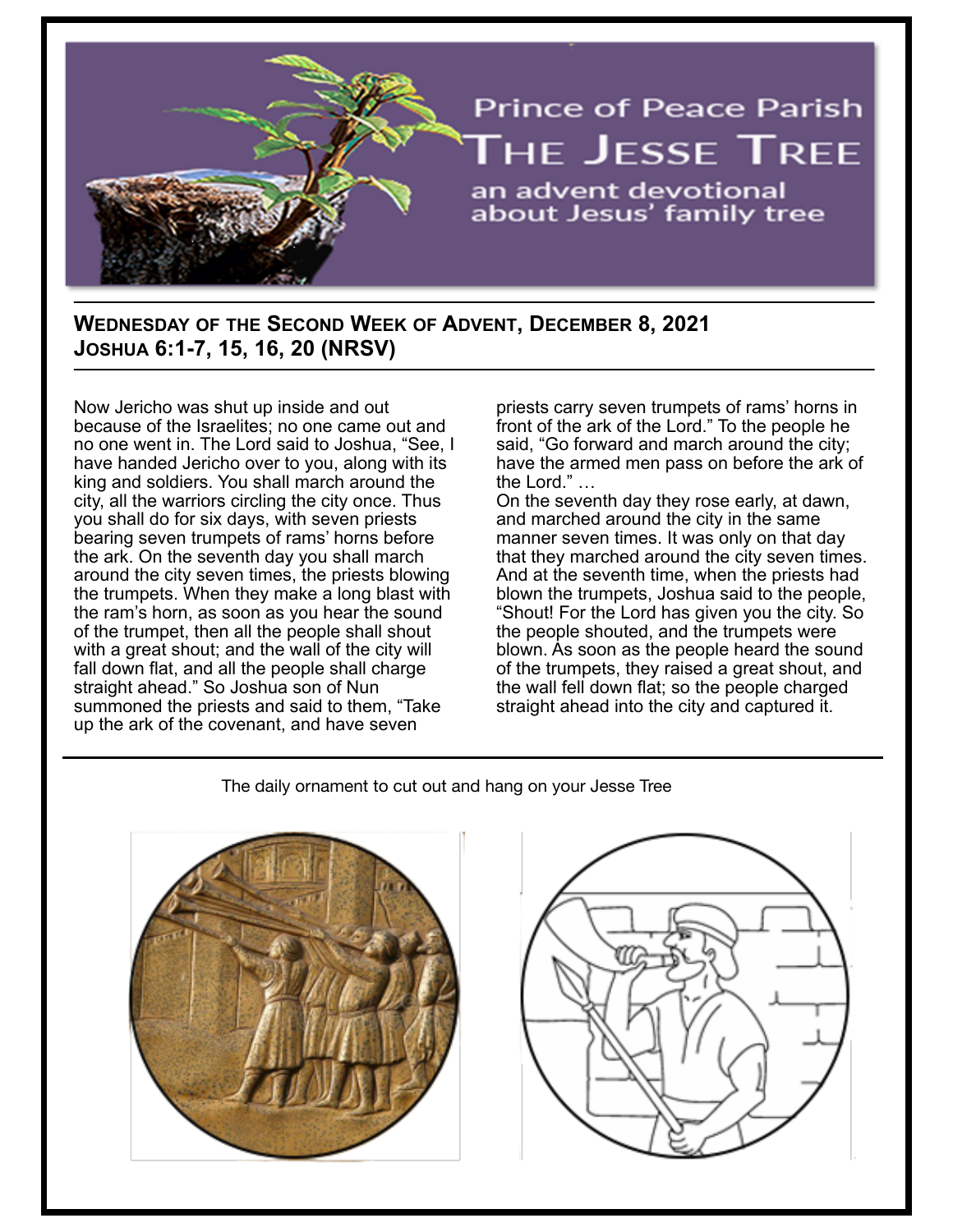# Prince of Peace Parish

## The Jesse Tree

an advent devotional about Jesus' family tree

### Wednesday of the Second Week of Advent, December 8, 2021
### Joshua 6:1-7, 15, 16, 20 (NRSV)

Now Jericho was shut up inside and out because of the Israelites; no one came out and no one went in. The Lord said to Joshua, "See, I have handed Jericho over to you, along with its king and soldiers. You shall march around the city, all the warriors circling the city once. Thus you shall do for six days, with seven priests bearing seven trumpets of rams' horns before the ark. On the seventh day you shall march around the city seven times, the priests blowing the trumpets. When they make a long blast with the ram's horn, as soon as you hear the sound of the trumpet, then all the people shall shout with a great shout; and the wall of the city will fall down flat, and all the people shall charge straight ahead." So Joshua son of Nun summoned the priests and said to them, "Take up the ark of the covenant, and have seven priests carry seven trumpets of rams' horns in front of the ark of the Lord." To the people he said, "Go forward and march around the city; have the armed men pass on before the ark of the Lord." …

On the seventh day they rose early, at dawn, and marched around the city in the same manner seven times. It was only on that day that they marched around the city seven times. And at the seventh time, when the priests had blown the trumpets, Joshua said to the people, "Shout! For the Lord has given you the city. So the people shouted, and the trumpets were blown. As soon as the people heard the sound of the trumpets, they raised a great shout, and the wall fell down flat; so the people charged straight ahead into the city and captured it.

The daily ornament to cut out and hang on your Jesse Tree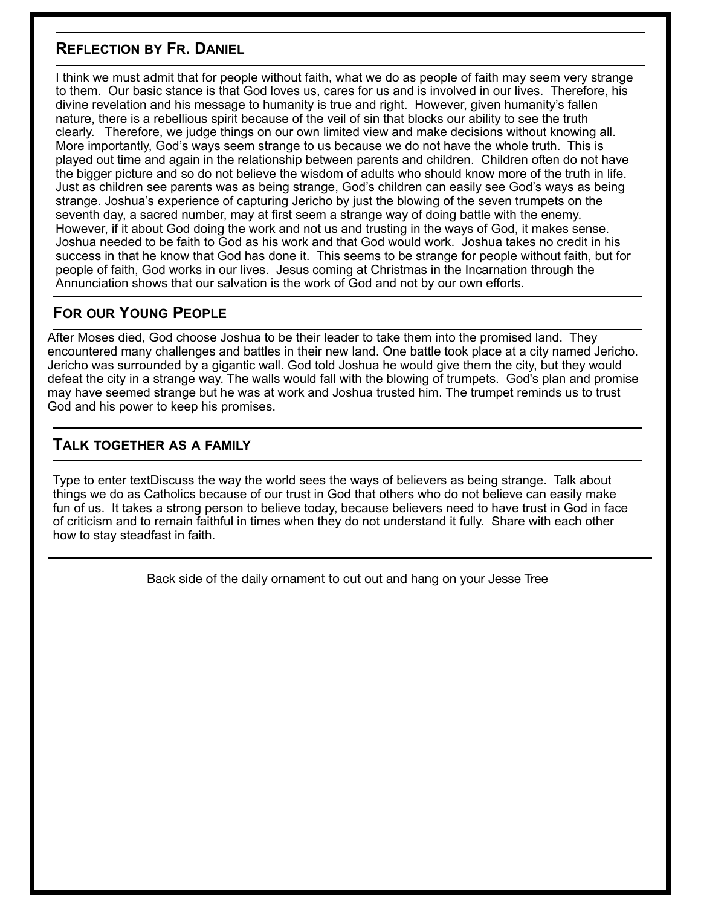## Reflection by Fr. Daniel

I think we must admit that for people without faith, what we do as people of faith may seem very strange to them. Our basic stance is that God loves us, cares for us and is involved in our lives. Therefore, his divine revelation and his message to humanity is true and right. However, given humanity's fallen nature, there is a rebellious spirit because of the veil of sin that blocks our ability to see the truth clearly. Therefore, we judge things on our own limited view and make decisions without knowing all. More importantly, God's ways seem strange to us because we do not have the whole truth. This is played out time and again in the relationship between parents and children. Children often do not have the bigger picture and so do not believe the wisdom of adults who should know more of the truth in life. Just as children see parents was as being strange, God's children can easily see God's ways as being strange. Joshua's experience of capturing Jericho by just the blowing of the seven trumpets on the seventh day, a sacred number, may at first seem a strange way of doing battle with the enemy. However, if it about God doing the work and not us and trusting in the ways of God, it makes sense. Joshua needed to be faith to God as his work and that God would work. Joshua takes no credit in his success in that he know that God has done it. This seems to be strange for people without faith, but for people of faith, God works in our lives. Jesus coming at Christmas in the Incarnation through the Annunciation shows that our salvation is the work of God and not by our own efforts.

## For our Young People

After Moses died, God choose Joshua to be their leader to take them into the promised land. They encountered many challenges and battles in their new land. One battle took place at a city named Jericho. Jericho was surrounded by a gigantic wall. God told Joshua he would give them the city, but they would defeat the city in a strange way. The walls would fall with the blowing of trumpets. God's plan and promise may have seemed strange but he was at work and Joshua trusted him. The trumpet reminds us to trust God and his power to keep his promises.

## Talk together as a family

Type to enter textDiscuss the way the world sees the ways of believers as being strange. Talk about things we do as Catholics because of our trust in God that others who do not believe can easily make fun of us. It takes a strong person to believe today, because believers need to have trust in God in face of criticism and to remain faithful in times when they do not understand it fully. Share with each other how to stay steadfast in faith.

Back side of the daily ornament to cut out and hang on your Jesse Tree